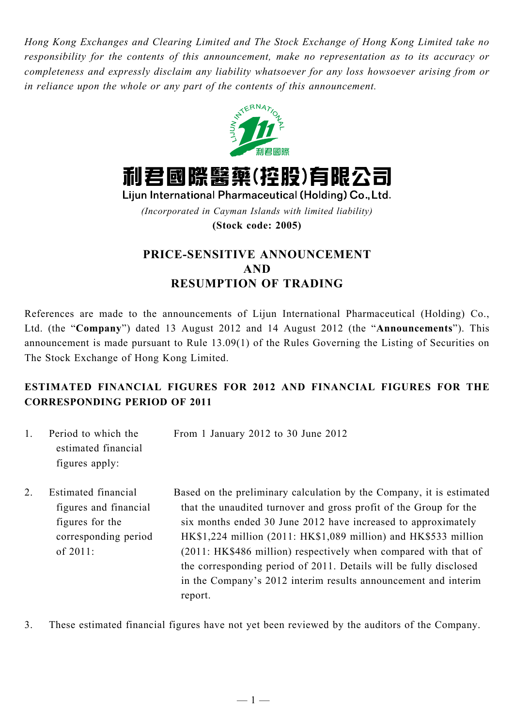*Hong Kong Exchanges and Clearing Limited and The Stock Exchange of Hong Kong Limited take no responsibility for the contents of this announcement, make no representation as to its accuracy or completeness and expressly disclaim any liability whatsoever for any loss howsoever arising from or in reliance upon the whole or any part of the contents of this announcement.*

# 利君國際醫藥(控股)有限公司

## Lijun International Pharmaceutical (Holding) Co., Ltd.

*(Incorporated in Cayman Islands with limited liability)*

**(Stock code: 2005)**

## PRICE-SENSITIVE ANNOUNCEMENT AND RESUMPTION OF TRADING

References are made to the announcements of Lijun International Pharmaceutical (Holding) Co., Ltd. (the "**Company**") dated 13 August 2012 and 14 August 2012 (the "**Announcements**"). This announcement is made pursuant to Rule 13.09(1) of the Rules Governing the Listing of Securities on The Stock Exchange of Hong Kong Limited.

### ESTIMATED FINANCIAL FIGURES FOR 2012 AND FINANCIAL FIGURES FOR THE CORRESPONDING PERIOD OF 2011

1. Period to which the estimated financial figures apply: From 1 January 2012 to 30 June 2012

2. Estimated financial figures and financial figures for the corresponding period of 2011: Based on the preliminary calculation by the Company, it is estimated that the unaudited turnover and gross profit of the Group for the six months ended 30 June 2012 have increased to approximately HK$1,224 million (2011: HK$1,089 million) and HK$533 million (2011: HK$486 million) respectively when compared with that of the corresponding period of 2011. Details will be fully disclosed in the Company's 2012 interim results announcement and interim report.

3. These estimated financial figures have not yet been reviewed by the auditors of the Company.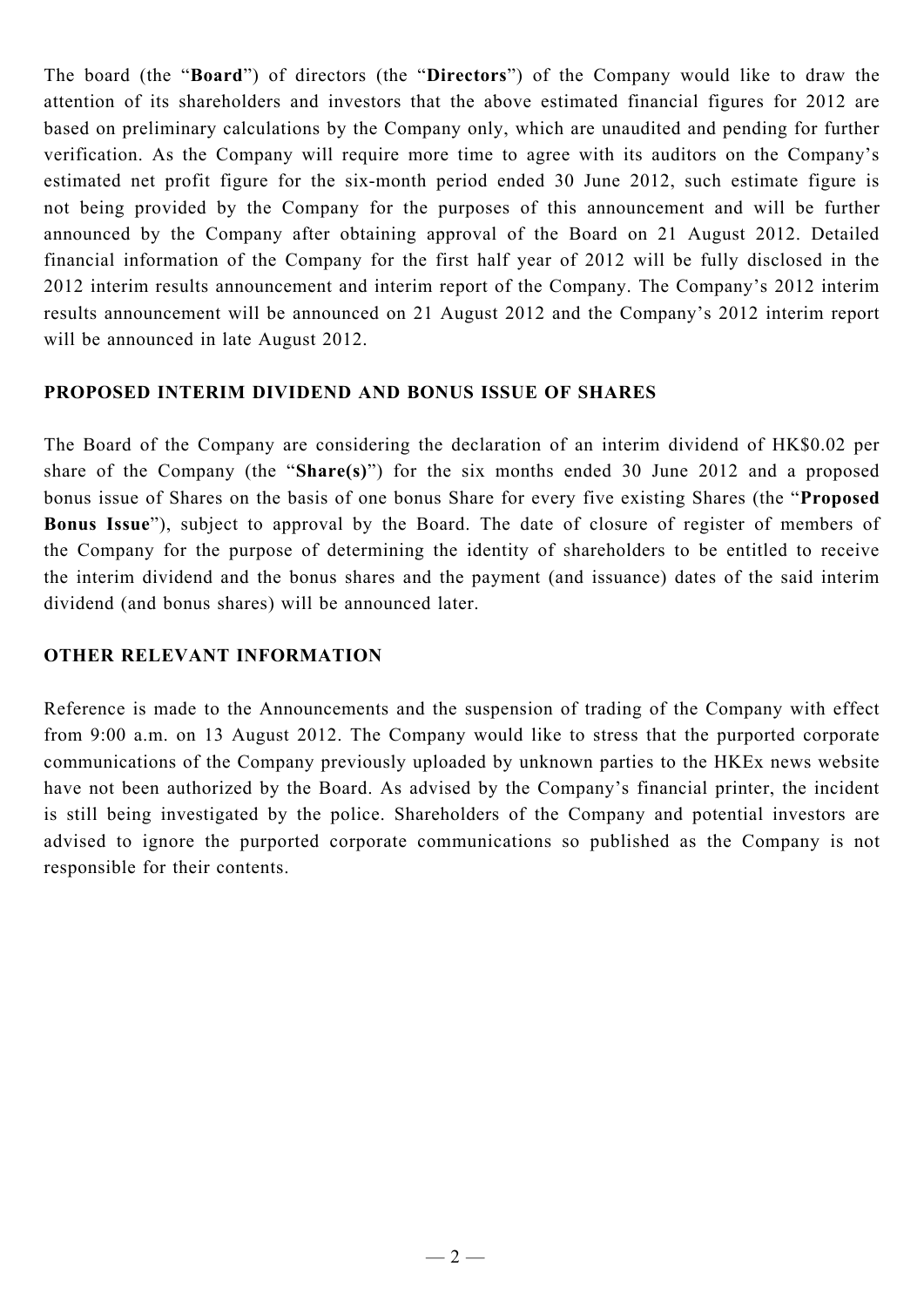The board (the "**Board**") of directors (the "**Directors**") of the Company would like to draw the attention of its shareholders and investors that the above estimated financial figures for 2012 are based on preliminary calculations by the Company only, which are unaudited and pending for further verification. As the Company will require more time to agree with its auditors on the Company's estimated net profit figure for the six-month period ended 30 June 2012, such estimate figure is not being provided by the Company for the purposes of this announcement and will be further announced by the Company after obtaining approval of the Board on 21 August 2012. Detailed financial information of the Company for the first half year of 2012 will be fully disclosed in the 2012 interim results announcement and interim report of the Company. The Company's 2012 interim results announcement will be announced on 21 August 2012 and the Company's 2012 interim report will be announced in late August 2012.

**PROPOSED INTERIM DIVIDEND AND BONUS ISSUE OF SHARES**

The Board of the Company are considering the declaration of an interim dividend of HK$0.02 per share of the Company (the "**Share(s)**") for the six months ended 30 June 2012 and a proposed bonus issue of Shares on the basis of one bonus Share for every five existing Shares (the "**Proposed Bonus Issue**"), subject to approval by the Board. The date of closure of register of members of the Company for the purpose of determining the identity of shareholders to be entitled to receive the interim dividend and the bonus shares and the payment (and issuance) dates of the said interim dividend (and bonus shares) will be announced later.

**OTHER RELEVANT INFORMATION**

Reference is made to the Announcements and the suspension of trading of the Company with effect from 9:00 a.m. on 13 August 2012. The Company would like to stress that the purported corporate communications of the Company previously uploaded by unknown parties to the HKEx news website have not been authorized by the Board. As advised by the Company's financial printer, the incident is still being investigated by the police. Shareholders of the Company and potential investors are advised to ignore the purported corporate communications so published as the Company is not responsible for their contents.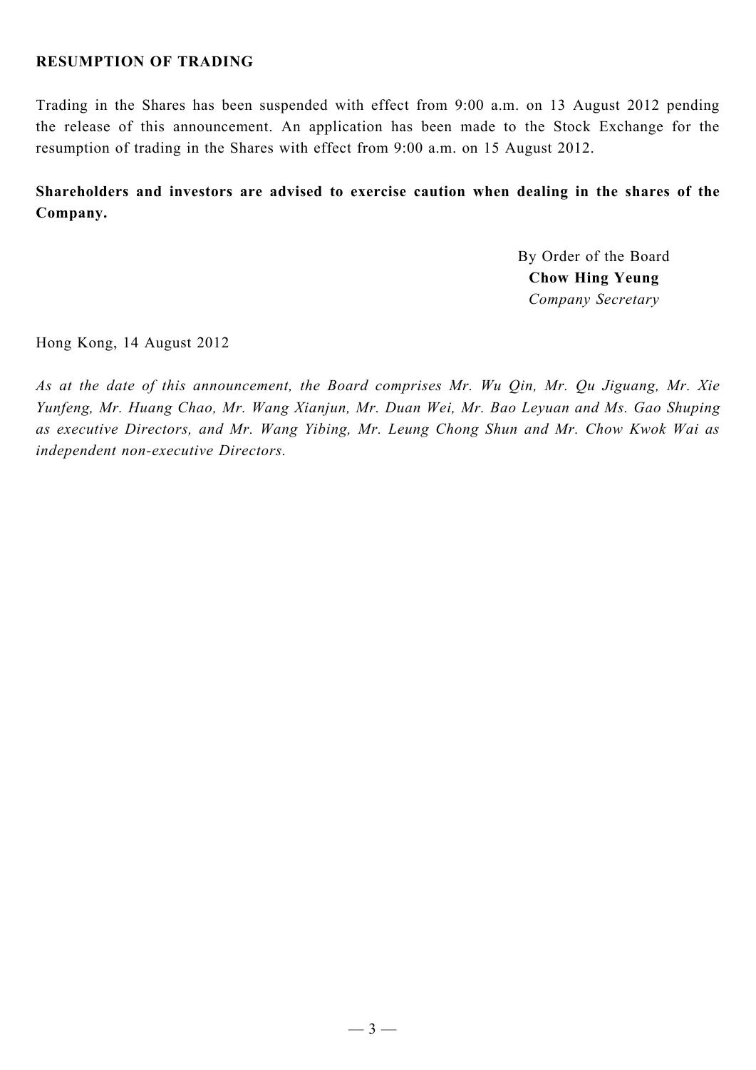**RESUMPTION OF TRADING**

Trading in the Shares has been suspended with effect from 9:00 a.m. on 13 August 2012 pending the release of this announcement. An application has been made to the Stock Exchange for the resumption of trading in the Shares with effect from 9:00 a.m. on 15 August 2012.

**Shareholders and investors are advised to exercise caution when dealing in the shares of the Company.**

By Order of the Board
**Chow Hing Yeung**
*Company Secretary*

Hong Kong, 14 August 2012

*As at the date of this announcement, the Board comprises Mr. Wu Qin, Mr. Qu Jiguang, Mr. Xie Yunfeng, Mr. Huang Chao, Mr. Wang Xianjun, Mr. Duan Wei, Mr. Bao Leyuan and Ms. Gao Shuping as executive Directors, and Mr. Wang Yibing, Mr. Leung Chong Shun and Mr. Chow Kwok Wai as independent non-executive Directors.*